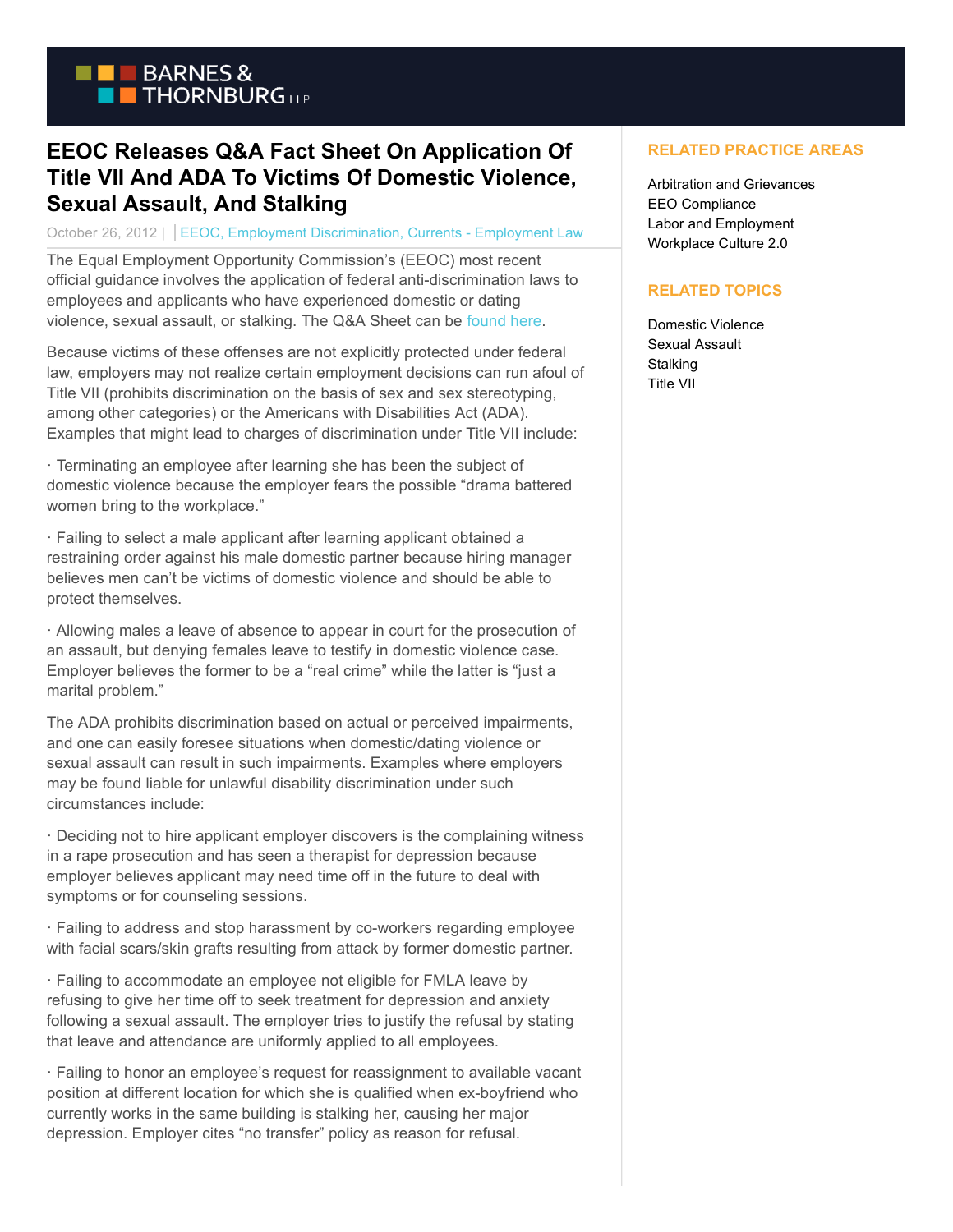BARNES & THORNBURG LLP

# EEOC Releases Q&A Fact Sheet On Application Of Title VII And ADA To Victims Of Domestic Violence, Sexual Assault, And Stalking

October 26, 2012 | EEOC, Employment Discrimination, Currents - Employment Law

The Equal Employment Opportunity Commission's (EEOC) most recent official guidance involves the application of federal anti-discrimination laws to employees and applicants who have experienced domestic or dating violence, sexual assault, or stalking. The Q&A Sheet can be found here.

Because victims of these offenses are not explicitly protected under federal law, employers may not realize certain employment decisions can run afoul of Title VII (prohibits discrimination on the basis of sex and sex stereotyping, among other categories) or the Americans with Disabilities Act (ADA). Examples that might lead to charges of discrimination under Title VII include:

· Terminating an employee after learning she has been the subject of domestic violence because the employer fears the possible "drama battered women bring to the workplace."

· Failing to select a male applicant after learning applicant obtained a restraining order against his male domestic partner because hiring manager believes men can't be victims of domestic violence and should be able to protect themselves.

· Allowing males a leave of absence to appear in court for the prosecution of an assault, but denying females leave to testify in domestic violence case. Employer believes the former to be a "real crime" while the latter is "just a marital problem."

The ADA prohibits discrimination based on actual or perceived impairments, and one can easily foresee situations when domestic/dating violence or sexual assault can result in such impairments. Examples where employers may be found liable for unlawful disability discrimination under such circumstances include:

· Deciding not to hire applicant employer discovers is the complaining witness in a rape prosecution and has seen a therapist for depression because employer believes applicant may need time off in the future to deal with symptoms or for counseling sessions.

· Failing to address and stop harassment by co-workers regarding employee with facial scars/skin grafts resulting from attack by former domestic partner.

· Failing to accommodate an employee not eligible for FMLA leave by refusing to give her time off to seek treatment for depression and anxiety following a sexual assault. The employer tries to justify the refusal by stating that leave and attendance are uniformly applied to all employees.

· Failing to honor an employee's request for reassignment to available vacant position at different location for which she is qualified when ex-boyfriend who currently works in the same building is stalking her, causing her major depression. Employer cites "no transfer" policy as reason for refusal.

## RELATED PRACTICE AREAS

Arbitration and Grievances
EEO Compliance
Labor and Employment
Workplace Culture 2.0

## RELATED TOPICS

Domestic Violence
Sexual Assault
Stalking
Title VII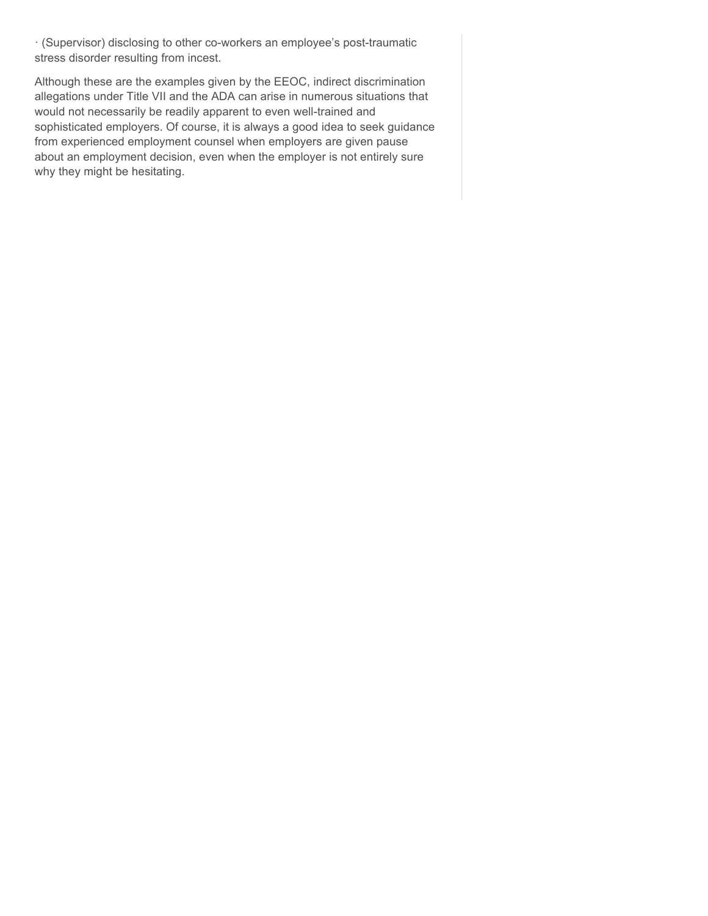· (Supervisor) disclosing to other co-workers an employee's post-traumatic stress disorder resulting from incest.

Although these are the examples given by the EEOC, indirect discrimination allegations under Title VII and the ADA can arise in numerous situations that would not necessarily be readily apparent to even well-trained and sophisticated employers. Of course, it is always a good idea to seek guidance from experienced employment counsel when employers are given pause about an employment decision, even when the employer is not entirely sure why they might be hesitating.